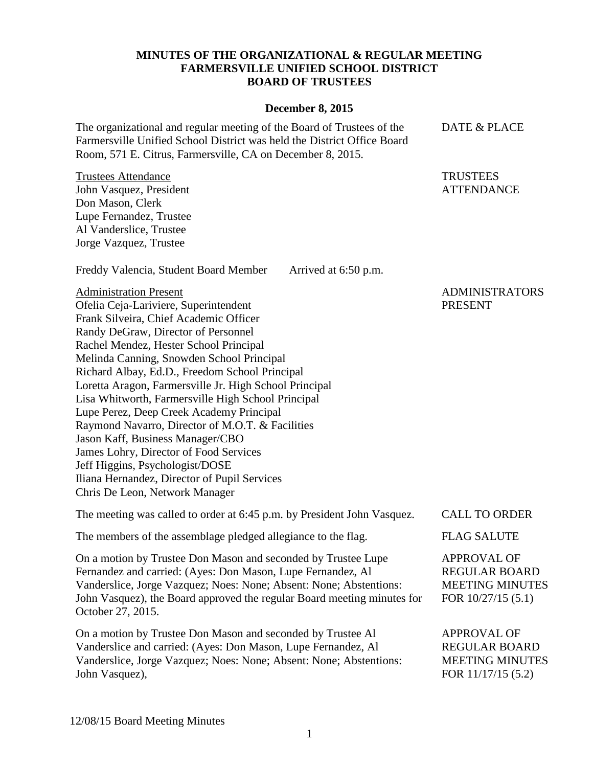**MINUTES OF THE ORGANIZATIONAL & REGULAR MEETING**
**FARMERSVILLE UNIFIED SCHOOL DISTRICT**
**BOARD OF TRUSTEES**

**December 8, 2015**

DATE & PLACE

The organizational and regular meeting of the Board of Trustees of the Farmersville Unified School District was held the District Office Board Room, 571 E. Citrus, Farmersville, CA on December 8, 2015.

TRUSTEES ATTENDANCE

Trustees Attendance
John Vasquez, President
Don Mason, Clerk
Lupe Fernandez, Trustee
Al Vanderslice, Trustee
Jorge Vazquez, Trustee

Freddy Valencia, Student Board Member     Arrived at 6:50 p.m.

ADMINISTRATORS PRESENT

Administration Present
Ofelia Ceja-Lariviere, Superintendent
Frank Silveira, Chief Academic Officer
Randy DeGraw, Director of Personnel
Rachel Mendez, Hester School Principal
Melinda Canning, Snowden School Principal
Richard Albay, Ed.D., Freedom School Principal
Loretta Aragon, Farmersville Jr. High School Principal
Lisa Whitworth, Farmersville High School Principal
Lupe Perez, Deep Creek Academy Principal
Raymond Navarro, Director of M.O.T. & Facilities
Jason Kaff, Business Manager/CBO
James Lohry, Director of Food Services
Jeff Higgins, Psychologist/DOSE
Iliana Hernandez, Director of Pupil Services
Chris De Leon, Network Manager

CALL TO ORDER

The meeting was called to order at 6:45 p.m. by President John Vasquez.

FLAG SALUTE

The members of the assemblage pledged allegiance to the flag.

APPROVAL OF REGULAR BOARD MEETING MINUTES FOR 10/27/15 (5.1)

On a motion by Trustee Don Mason and seconded by Trustee Lupe Fernandez and carried: (Ayes: Don Mason, Lupe Fernandez, Al Vanderslice, Jorge Vazquez; Noes: None; Absent: None; Abstentions: John Vasquez), the Board approved the regular Board meeting minutes for October 27, 2015.

APPROVAL OF REGULAR BOARD MEETING MINUTES FOR 11/17/15 (5.2)

On a motion by Trustee Don Mason and seconded by Trustee Al Vanderslice and carried: (Ayes: Don Mason, Lupe Fernandez, Al Vanderslice, Jorge Vazquez; Noes: None; Absent: None; Abstentions: John Vasquez),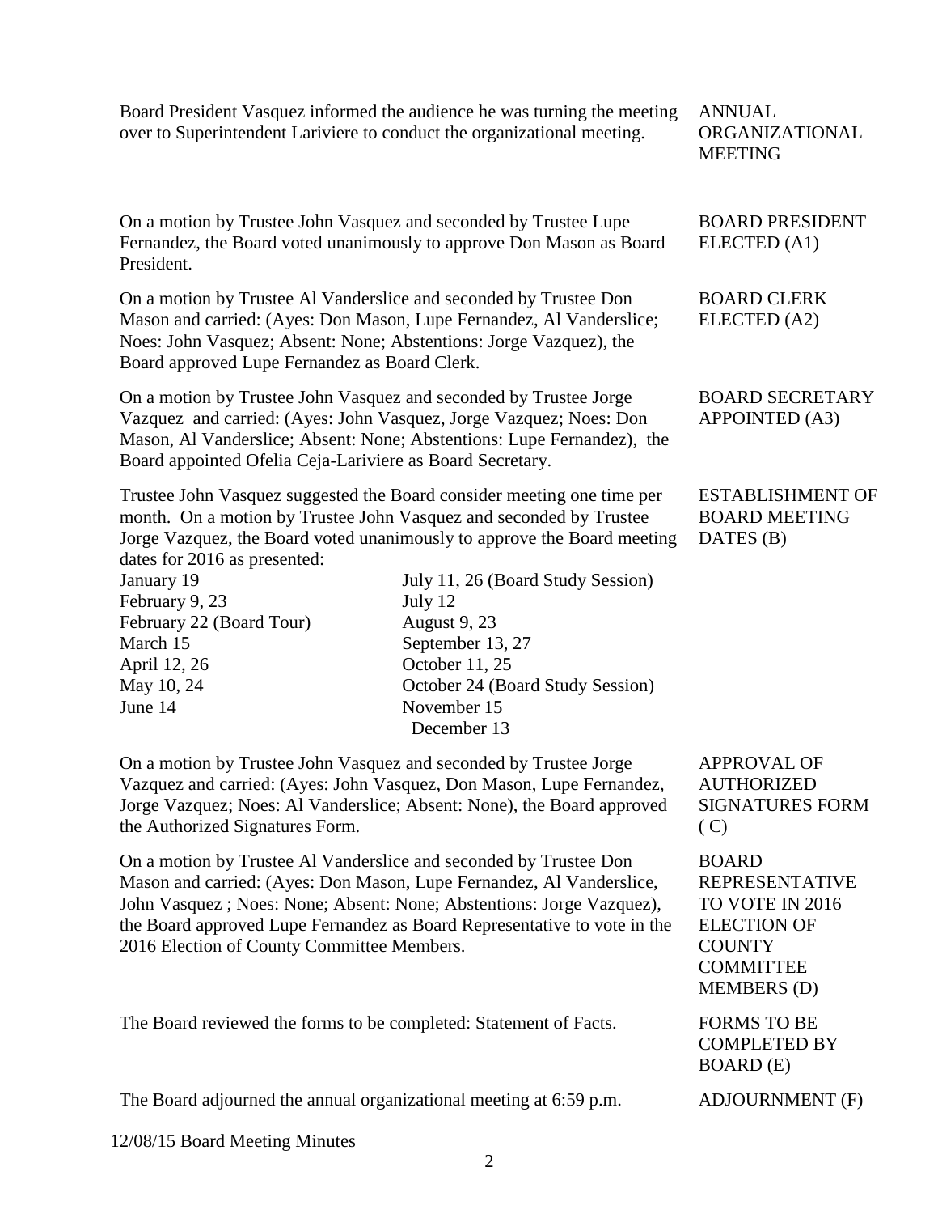Board President Vasquez informed the audience he was turning the meeting over to Superintendent Lariviere to conduct the organizational meeting.

**ANNUAL ORGANIZATIONAL MEETING**

On a motion by Trustee John Vasquez and seconded by Trustee Lupe Fernandez, the Board voted unanimously to approve Don Mason as Board President.

**BOARD PRESIDENT ELECTED (A1)**

On a motion by Trustee Al Vanderslice and seconded by Trustee Don Mason and carried: (Ayes: Don Mason, Lupe Fernandez, Al Vanderslice; Noes: John Vasquez; Absent: None; Abstentions: Jorge Vazquez), the Board approved Lupe Fernandez as Board Clerk.

**BOARD CLERK ELECTED (A2)**

On a motion by Trustee John Vasquez and seconded by Trustee Jorge Vazquez and carried: (Ayes: John Vasquez, Jorge Vazquez; Noes: Don Mason, Al Vanderslice; Absent: None; Abstentions: Lupe Fernandez), the Board appointed Ofelia Ceja-Lariviere as Board Secretary.

**BOARD SECRETARY APPOINTED (A3)**

Trustee John Vasquez suggested the Board consider meeting one time per month. On a motion by Trustee John Vasquez and seconded by Trustee Jorge Vazquez, the Board voted unanimously to approve the Board meeting dates for 2016 as presented:

**ESTABLISHMENT OF BOARD MEETING DATES (B)**

| | |
|---|---|
| January 19 | July 11, 26 (Board Study Session) |
| February 9, 23 | July 12 |
| February 22 (Board Tour) | August 9, 23 |
| March 15 | September 13, 27 |
| April 12, 26 | October 11, 25 |
| May 10, 24 | October 24 (Board Study Session) |
| June 14 | November 15 |
| | December 13 |

On a motion by Trustee John Vasquez and seconded by Trustee Jorge Vazquez and carried: (Ayes: John Vasquez, Don Mason, Lupe Fernandez, Jorge Vazquez; Noes: Al Vanderslice; Absent: None), the Board approved the Authorized Signatures Form.

**APPROVAL OF AUTHORIZED SIGNATURES FORM ( C)**

On a motion by Trustee Al Vanderslice and seconded by Trustee Don Mason and carried: (Ayes: Don Mason, Lupe Fernandez, Al Vanderslice, John Vasquez ; Noes: None; Absent: None; Abstentions: Jorge Vazquez), the Board approved Lupe Fernandez as Board Representative to vote in the 2016 Election of County Committee Members.

**BOARD REPRESENTATIVE TO VOTE IN 2016 ELECTION OF COUNTY COMMITTEE MEMBERS (D)**

The Board reviewed the forms to be completed: Statement of Facts.

**FORMS TO BE COMPLETED BY BOARD (E)**

The Board adjourned the annual organizational meeting at 6:59 p.m.

**ADJOURNMENT (F)**

12/08/15 Board Meeting Minutes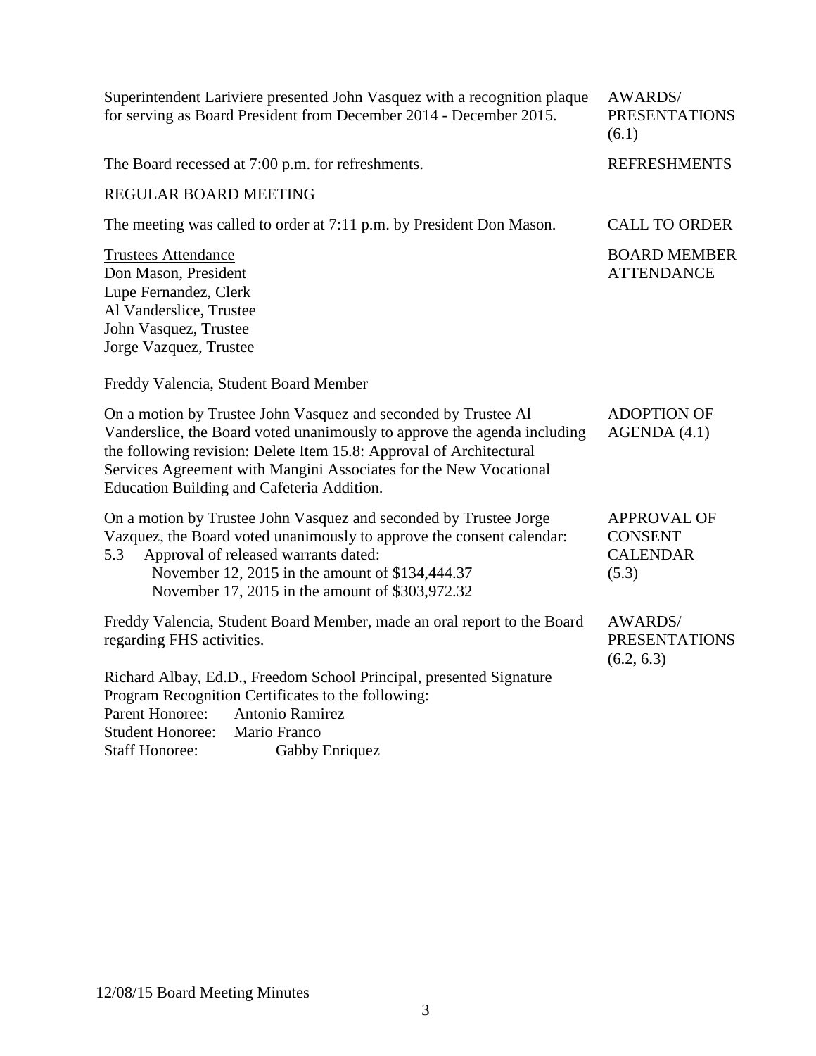Superintendent Lariviere presented John Vasquez with a recognition plaque for serving as Board President from December 2014 - December 2015. **AWARDS/ PRESENTATIONS (6.1)**

The Board recessed at 7:00 p.m. for refreshments. **REFRESHMENTS**

REGULAR BOARD MEETING

The meeting was called to order at 7:11 p.m. by President Don Mason. **CALL TO ORDER**

**BOARD MEMBER ATTENDANCE**

Trustees Attendance
Don Mason, President
Lupe Fernandez, Clerk
Al Vanderslice, Trustee
John Vasquez, Trustee
Jorge Vazquez, Trustee

Freddy Valencia, Student Board Member

On a motion by Trustee John Vasquez and seconded by Trustee Al Vanderslice, the Board voted unanimously to approve the agenda including the following revision: Delete Item 15.8: Approval of Architectural Services Agreement with Mangini Associates for the New Vocational Education Building and Cafeteria Addition. **ADOPTION OF AGENDA (4.1)**

On a motion by Trustee John Vasquez and seconded by Trustee Jorge Vazquez, the Board voted unanimously to approve the consent calendar: **APPROVAL OF CONSENT CALENDAR (5.3)**

5.3 Approval of released warrants dated:
November 12, 2015 in the amount of $134,444.37
November 17, 2015 in the amount of $303,972.32

Freddy Valencia, Student Board Member, made an oral report to the Board regarding FHS activities. **AWARDS/ PRESENTATIONS (6.2, 6.3)**

Richard Albay, Ed.D., Freedom School Principal, presented Signature Program Recognition Certificates to the following:
Parent Honoree: Antonio Ramirez
Student Honoree: Mario Franco
Staff Honoree: Gabby Enriquez

12/08/15 Board Meeting Minutes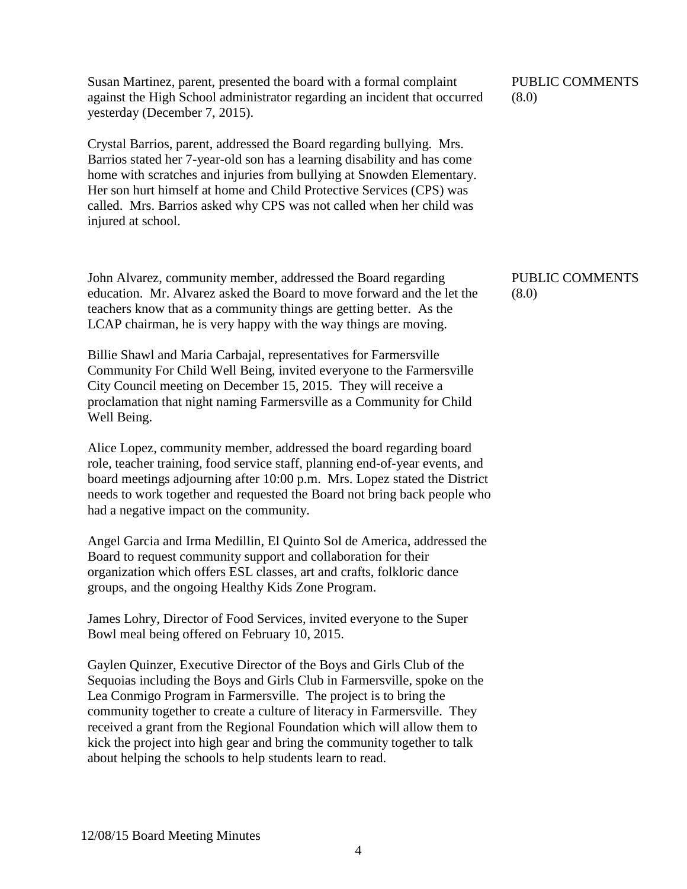Susan Martinez, parent, presented the board with a formal complaint against the High School administrator regarding an incident that occurred yesterday (December 7, 2015).

PUBLIC COMMENTS (8.0)

Crystal Barrios, parent, addressed the Board regarding bullying. Mrs. Barrios stated her 7-year-old son has a learning disability and has come home with scratches and injuries from bullying at Snowden Elementary. Her son hurt himself at home and Child Protective Services (CPS) was called. Mrs. Barrios asked why CPS was not called when her child was injured at school.

John Alvarez, community member, addressed the Board regarding education. Mr. Alvarez asked the Board to move forward and the let the teachers know that as a community things are getting better. As the LCAP chairman, he is very happy with the way things are moving.

PUBLIC COMMENTS (8.0)

Billie Shawl and Maria Carbajal, representatives for Farmersville Community For Child Well Being, invited everyone to the Farmersville City Council meeting on December 15, 2015. They will receive a proclamation that night naming Farmersville as a Community for Child Well Being.

Alice Lopez, community member, addressed the board regarding board role, teacher training, food service staff, planning end-of-year events, and board meetings adjourning after 10:00 p.m. Mrs. Lopez stated the District needs to work together and requested the Board not bring back people who had a negative impact on the community.

Angel Garcia and Irma Medillin, El Quinto Sol de America, addressed the Board to request community support and collaboration for their organization which offers ESL classes, art and crafts, folkloric dance groups, and the ongoing Healthy Kids Zone Program.

James Lohry, Director of Food Services, invited everyone to the Super Bowl meal being offered on February 10, 2015.

Gaylen Quinzer, Executive Director of the Boys and Girls Club of the Sequoias including the Boys and Girls Club in Farmersville, spoke on the Lea Conmigo Program in Farmersville. The project is to bring the community together to create a culture of literacy in Farmersville. They received a grant from the Regional Foundation which will allow them to kick the project into high gear and bring the community together to talk about helping the schools to help students learn to read.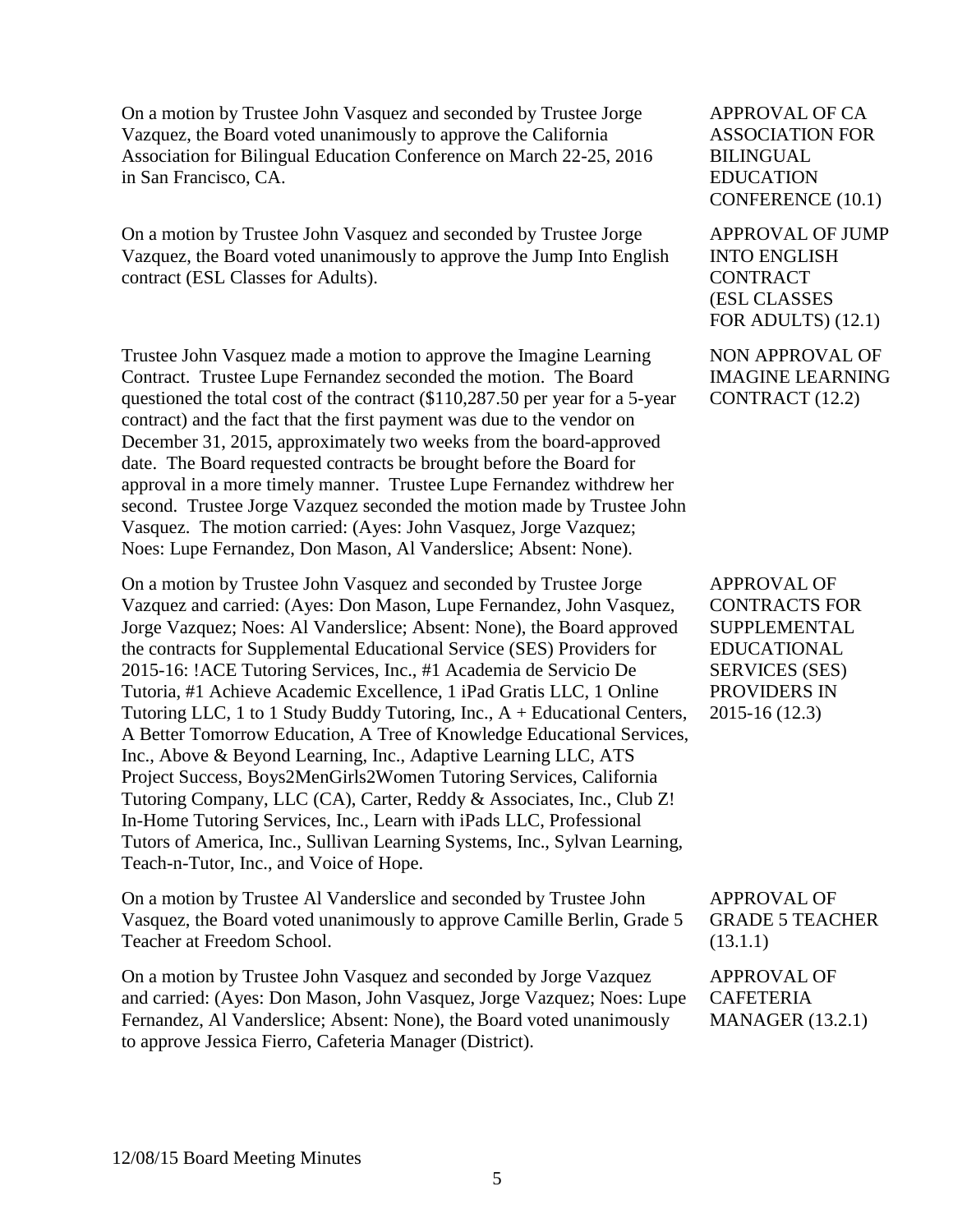On a motion by Trustee John Vasquez and seconded by Trustee Jorge Vazquez, the Board voted unanimously to approve the California Association for Bilingual Education Conference on March 22-25, 2016 in San Francisco, CA.

**APPROVAL OF CA ASSOCIATION FOR BILINGUAL EDUCATION CONFERENCE (10.1)**

On a motion by Trustee John Vasquez and seconded by Trustee Jorge Vazquez, the Board voted unanimously to approve the Jump Into English contract (ESL Classes for Adults).

**APPROVAL OF JUMP INTO ENGLISH CONTRACT (ESL CLASSES FOR ADULTS) (12.1)**

Trustee John Vasquez made a motion to approve the Imagine Learning Contract. Trustee Lupe Fernandez seconded the motion. The Board questioned the total cost of the contract ($110,287.50 per year for a 5-year contract) and the fact that the first payment was due to the vendor on December 31, 2015, approximately two weeks from the board-approved date. The Board requested contracts be brought before the Board for approval in a more timely manner. Trustee Lupe Fernandez withdrew her second. Trustee Jorge Vazquez seconded the motion made by Trustee John Vasquez. The motion carried: (Ayes: John Vasquez, Jorge Vazquez; Noes: Lupe Fernandez, Don Mason, Al Vanderslice; Absent: None).

**NON APPROVAL OF IMAGINE LEARNING CONTRACT (12.2)**

On a motion by Trustee John Vasquez and seconded by Trustee Jorge Vazquez and carried: (Ayes: Don Mason, Lupe Fernandez, John Vasquez, Jorge Vazquez; Noes: Al Vanderslice; Absent: None), the Board approved the contracts for Supplemental Educational Service (SES) Providers for 2015-16: !ACE Tutoring Services, Inc., #1 Academia de Servicio De Tutoria, #1 Achieve Academic Excellence, 1 iPad Gratis LLC, 1 Online Tutoring LLC, 1 to 1 Study Buddy Tutoring, Inc., A + Educational Centers, A Better Tomorrow Education, A Tree of Knowledge Educational Services, Inc., Above & Beyond Learning, Inc., Adaptive Learning LLC, ATS Project Success, Boys2MenGirls2Women Tutoring Services, California Tutoring Company, LLC (CA), Carter, Reddy & Associates, Inc., Club Z! In-Home Tutoring Services, Inc., Learn with iPads LLC, Professional Tutors of America, Inc., Sullivan Learning Systems, Inc., Sylvan Learning, Teach-n-Tutor, Inc., and Voice of Hope.

**APPROVAL OF CONTRACTS FOR SUPPLEMENTAL EDUCATIONAL SERVICES (SES) PROVIDERS IN 2015-16 (12.3)**

On a motion by Trustee Al Vanderslice and seconded by Trustee John Vasquez, the Board voted unanimously to approve Camille Berlin, Grade 5 Teacher at Freedom School.

**APPROVAL OF GRADE 5 TEACHER (13.1.1)**

On a motion by Trustee John Vasquez and seconded by Jorge Vazquez and carried: (Ayes: Don Mason, John Vasquez, Jorge Vazquez; Noes: Lupe Fernandez, Al Vanderslice; Absent: None), the Board voted unanimously to approve Jessica Fierro, Cafeteria Manager (District).

**APPROVAL OF CAFETERIA MANAGER (13.2.1)**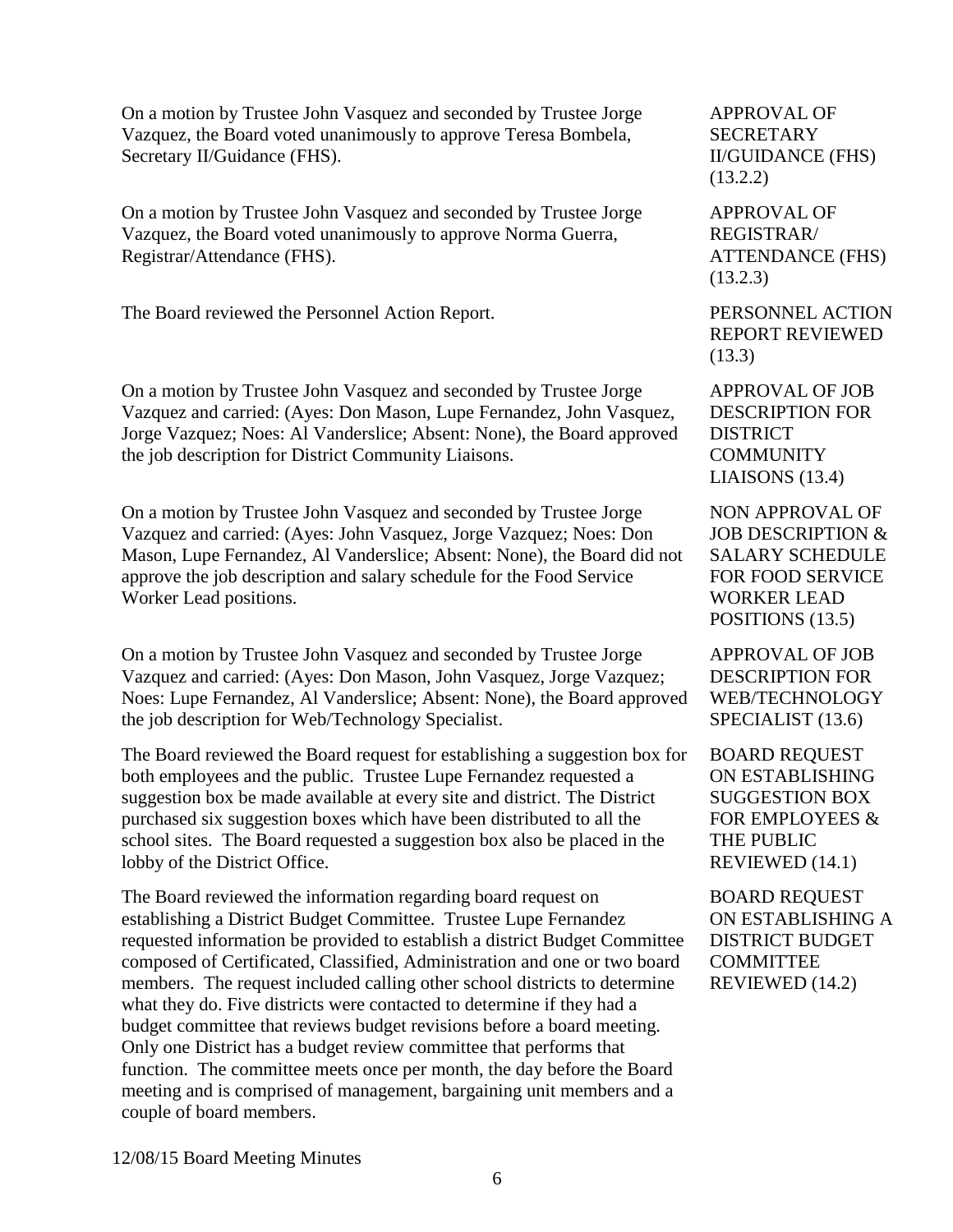On a motion by Trustee John Vasquez and seconded by Trustee Jorge Vazquez, the Board voted unanimously to approve Teresa Bombela, Secretary II/Guidance (FHS).

**APPROVAL OF SECRETARY II/GUIDANCE (FHS) (13.2.2)**

On a motion by Trustee John Vasquez and seconded by Trustee Jorge Vazquez, the Board voted unanimously to approve Norma Guerra, Registrar/Attendance (FHS).

**APPROVAL OF REGISTRAR/ ATTENDANCE (FHS) (13.2.3)**

The Board reviewed the Personnel Action Report.

**PERSONNEL ACTION REPORT REVIEWED (13.3)**

On a motion by Trustee John Vasquez and seconded by Trustee Jorge Vazquez and carried: (Ayes: Don Mason, Lupe Fernandez, John Vasquez, Jorge Vazquez; Noes: Al Vanderslice; Absent: None), the Board approved the job description for District Community Liaisons.

**APPROVAL OF JOB DESCRIPTION FOR DISTRICT COMMUNITY LIAISONS (13.4)**

On a motion by Trustee John Vasquez and seconded by Trustee Jorge Vazquez and carried: (Ayes: John Vasquez, Jorge Vazquez; Noes: Don Mason, Lupe Fernandez, Al Vanderslice; Absent: None), the Board did not approve the job description and salary schedule for the Food Service Worker Lead positions.

**NON APPROVAL OF JOB DESCRIPTION & SALARY SCHEDULE FOR FOOD SERVICE WORKER LEAD POSITIONS (13.5)**

On a motion by Trustee John Vasquez and seconded by Trustee Jorge Vazquez and carried: (Ayes: Don Mason, John Vasquez, Jorge Vazquez; Noes: Lupe Fernandez, Al Vanderslice; Absent: None), the Board approved the job description for Web/Technology Specialist.

**APPROVAL OF JOB DESCRIPTION FOR WEB/TECHNOLOGY SPECIALIST (13.6)**

The Board reviewed the Board request for establishing a suggestion box for both employees and the public. Trustee Lupe Fernandez requested a suggestion box be made available at every site and district. The District purchased six suggestion boxes which have been distributed to all the school sites. The Board requested a suggestion box also be placed in the lobby of the District Office.

**BOARD REQUEST ON ESTABLISHING SUGGESTION BOX FOR EMPLOYEES & THE PUBLIC REVIEWED (14.1)**

The Board reviewed the information regarding board request on establishing a District Budget Committee. Trustee Lupe Fernandez requested information be provided to establish a district Budget Committee composed of Certificated, Classified, Administration and one or two board members. The request included calling other school districts to determine what they do. Five districts were contacted to determine if they had a budget committee that reviews budget revisions before a board meeting. Only one District has a budget review committee that performs that function. The committee meets once per month, the day before the Board meeting and is comprised of management, bargaining unit members and a couple of board members.

**BOARD REQUEST ON ESTABLISHING A DISTRICT BUDGET COMMITTEE REVIEWED (14.2)**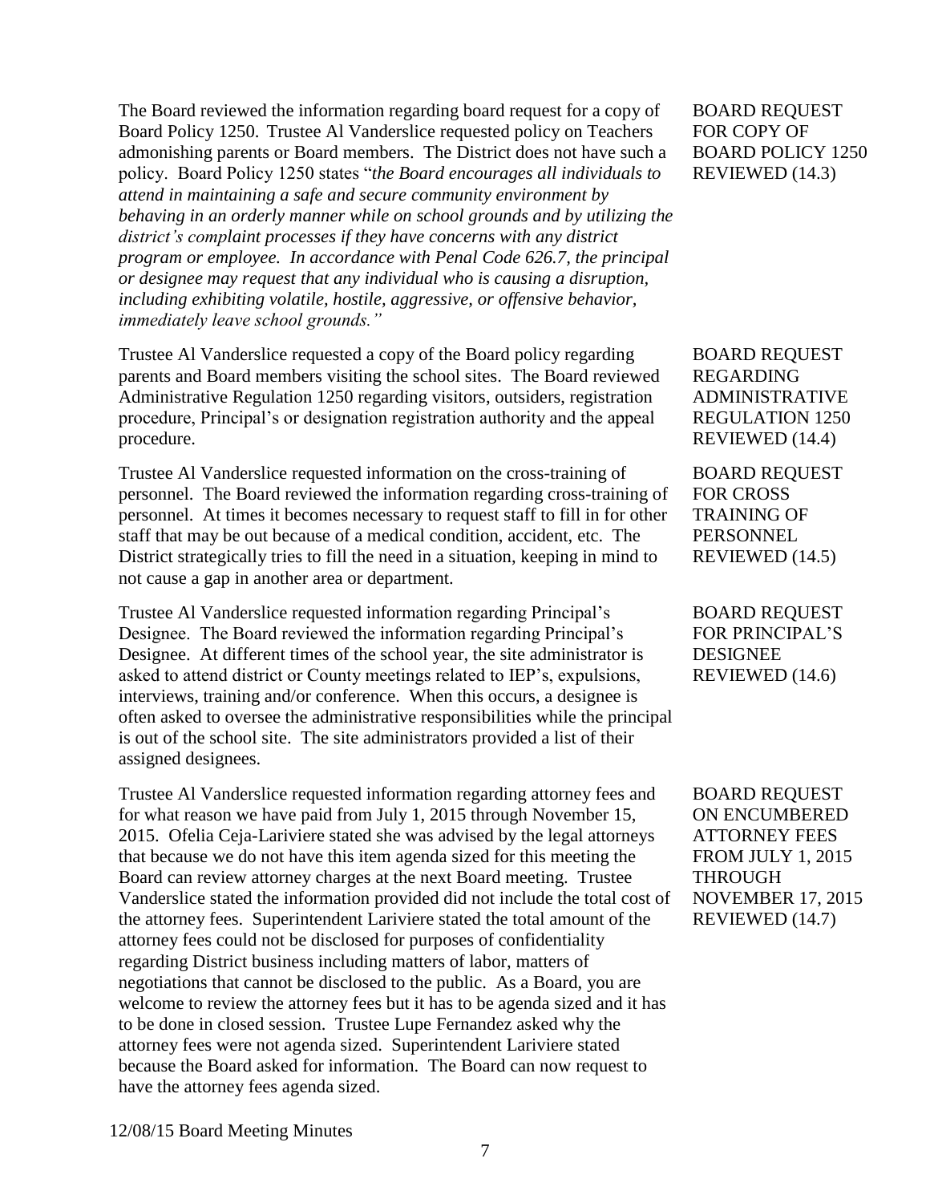The Board reviewed the information regarding board request for a copy of Board Policy 1250. Trustee Al Vanderslice requested policy on Teachers admonishing parents or Board members. The District does not have such a policy. Board Policy 1250 states "*the Board encourages all individuals to attend in maintaining a safe and secure community environment by behaving in an orderly manner while on school grounds and by utilizing the district's complaint processes if they have concerns with any district program or employee. In accordance with Penal Code 626.7, the principal or designee may request that any individual who is causing a disruption, including exhibiting volatile, hostile, aggressive, or offensive behavior, immediately leave school grounds.*"

BOARD REQUEST FOR COPY OF BOARD POLICY 1250 REVIEWED (14.3)

Trustee Al Vanderslice requested a copy of the Board policy regarding parents and Board members visiting the school sites. The Board reviewed Administrative Regulation 1250 regarding visitors, outsiders, registration procedure, Principal's or designation registration authority and the appeal procedure.

BOARD REQUEST REGARDING ADMINISTRATIVE REGULATION 1250 REVIEWED (14.4)

Trustee Al Vanderslice requested information on the cross-training of personnel. The Board reviewed the information regarding cross-training of personnel. At times it becomes necessary to request staff to fill in for other staff that may be out because of a medical condition, accident, etc. The District strategically tries to fill the need in a situation, keeping in mind to not cause a gap in another area or department.

BOARD REQUEST FOR CROSS TRAINING OF PERSONNEL REVIEWED (14.5)

Trustee Al Vanderslice requested information regarding Principal's Designee. The Board reviewed the information regarding Principal's Designee. At different times of the school year, the site administrator is asked to attend district or County meetings related to IEP's, expulsions, interviews, training and/or conference. When this occurs, a designee is often asked to oversee the administrative responsibilities while the principal is out of the school site. The site administrators provided a list of their assigned designees.

BOARD REQUEST FOR PRINCIPAL'S DESIGNEE REVIEWED (14.6)

Trustee Al Vanderslice requested information regarding attorney fees and for what reason we have paid from July 1, 2015 through November 15, 2015. Ofelia Ceja-Lariviere stated she was advised by the legal attorneys that because we do not have this item agenda sized for this meeting the Board can review attorney charges at the next Board meeting. Trustee Vanderslice stated the information provided did not include the total cost of the attorney fees. Superintendent Lariviere stated the total amount of the attorney fees could not be disclosed for purposes of confidentiality regarding District business including matters of labor, matters of negotiations that cannot be disclosed to the public. As a Board, you are welcome to review the attorney fees but it has to be agenda sized and it has to be done in closed session. Trustee Lupe Fernandez asked why the attorney fees were not agenda sized. Superintendent Lariviere stated because the Board asked for information. The Board can now request to have the attorney fees agenda sized.

BOARD REQUEST ON ENCUMBERED ATTORNEY FEES FROM JULY 1, 2015 THROUGH NOVEMBER 17, 2015 REVIEWED (14.7)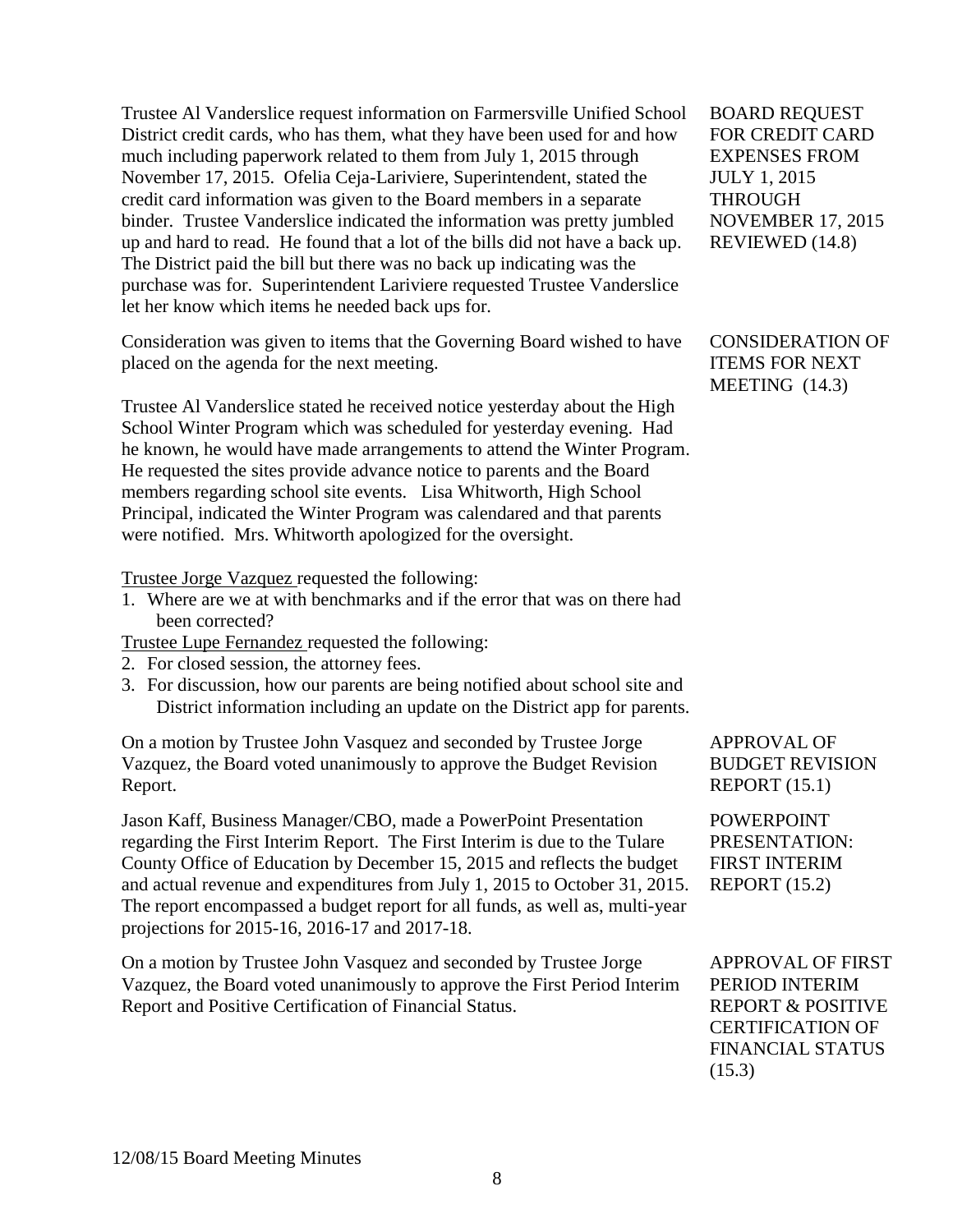Trustee Al Vanderslice request information on Farmersville Unified School District credit cards, who has them, what they have been used for and how much including paperwork related to them from July 1, 2015 through November 17, 2015. Ofelia Ceja-Lariviere, Superintendent, stated the credit card information was given to the Board members in a separate binder. Trustee Vanderslice indicated the information was pretty jumbled up and hard to read. He found that a lot of the bills did not have a back up. The District paid the bill but there was no back up indicating was the purchase was for. Superintendent Lariviere requested Trustee Vanderslice let her know which items he needed back ups for.

BOARD REQUEST FOR CREDIT CARD EXPENSES FROM JULY 1, 2015 THROUGH NOVEMBER 17, 2015 REVIEWED (14.8)

Consideration was given to items that the Governing Board wished to have placed on the agenda for the next meeting.

CONSIDERATION OF ITEMS FOR NEXT MEETING (14.3)

Trustee Al Vanderslice stated he received notice yesterday about the High School Winter Program which was scheduled for yesterday evening. Had he known, he would have made arrangements to attend the Winter Program. He requested the sites provide advance notice to parents and the Board members regarding school site events. Lisa Whitworth, High School Principal, indicated the Winter Program was calendared and that parents were notified. Mrs. Whitworth apologized for the oversight.

Trustee Jorge Vazquez requested the following:

1. Where are we at with benchmarks and if the error that was on there had been corrected?

Trustee Lupe Fernandez requested the following:

2. For closed session, the attorney fees.
3. For discussion, how our parents are being notified about school site and District information including an update on the District app for parents.

On a motion by Trustee John Vasquez and seconded by Trustee Jorge Vazquez, the Board voted unanimously to approve the Budget Revision Report.

APPROVAL OF BUDGET REVISION REPORT (15.1)

Jason Kaff, Business Manager/CBO, made a PowerPoint Presentation regarding the First Interim Report. The First Interim is due to the Tulare County Office of Education by December 15, 2015 and reflects the budget and actual revenue and expenditures from July 1, 2015 to October 31, 2015. The report encompassed a budget report for all funds, as well as, multi-year projections for 2015-16, 2016-17 and 2017-18.

POWERPOINT PRESENTATION: FIRST INTERIM REPORT (15.2)

On a motion by Trustee John Vasquez and seconded by Trustee Jorge Vazquez, the Board voted unanimously to approve the First Period Interim Report and Positive Certification of Financial Status.

APPROVAL OF FIRST PERIOD INTERIM REPORT & POSITIVE CERTIFICATION OF FINANCIAL STATUS (15.3)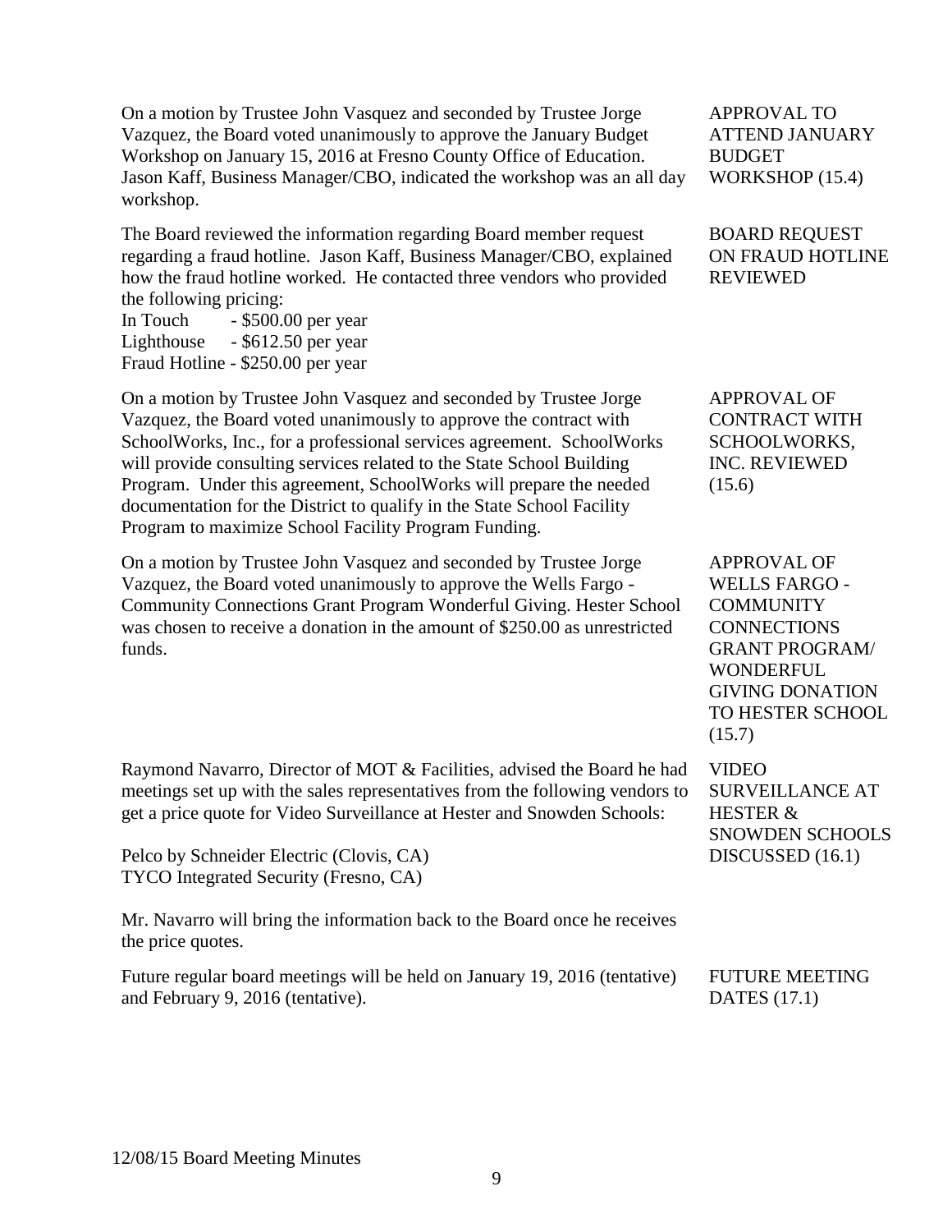On a motion by Trustee John Vasquez and seconded by Trustee Jorge Vazquez, the Board voted unanimously to approve the January Budget Workshop on January 15, 2016 at Fresno County Office of Education. Jason Kaff, Business Manager/CBO, indicated the workshop was an all day workshop.

**APPROVAL TO ATTEND JANUARY BUDGET WORKSHOP (15.4)**

The Board reviewed the information regarding Board member request regarding a fraud hotline. Jason Kaff, Business Manager/CBO, explained how the fraud hotline worked. He contacted three vendors who provided the following pricing:

In Touch - $500.00 per year
Lighthouse - $612.50 per year
Fraud Hotline - $250.00 per year

**BOARD REQUEST ON FRAUD HOTLINE REVIEWED**

On a motion by Trustee John Vasquez and seconded by Trustee Jorge Vazquez, the Board voted unanimously to approve the contract with SchoolWorks, Inc., for a professional services agreement. SchoolWorks will provide consulting services related to the State School Building Program. Under this agreement, SchoolWorks will prepare the needed documentation for the District to qualify in the State School Facility Program to maximize School Facility Program Funding.

**APPROVAL OF CONTRACT WITH SCHOOLWORKS, INC. REVIEWED (15.6)**

On a motion by Trustee John Vasquez and seconded by Trustee Jorge Vazquez, the Board voted unanimously to approve the Wells Fargo - Community Connections Grant Program Wonderful Giving. Hester School was chosen to receive a donation in the amount of $250.00 as unrestricted funds.

**APPROVAL OF WELLS FARGO - COMMUNITY CONNECTIONS GRANT PROGRAM/ WONDERFUL GIVING DONATION TO HESTER SCHOOL (15.7)**

Raymond Navarro, Director of MOT & Facilities, advised the Board he had meetings set up with the sales representatives from the following vendors to get a price quote for Video Surveillance at Hester and Snowden Schools:

Pelco by Schneider Electric (Clovis, CA)
TYCO Integrated Security (Fresno, CA)

Mr. Navarro will bring the information back to the Board once he receives the price quotes.

**VIDEO SURVEILLANCE AT HESTER & SNOWDEN SCHOOLS DISCUSSED (16.1)**

Future regular board meetings will be held on January 19, 2016 (tentative) and February 9, 2016 (tentative).

**FUTURE MEETING DATES (17.1)**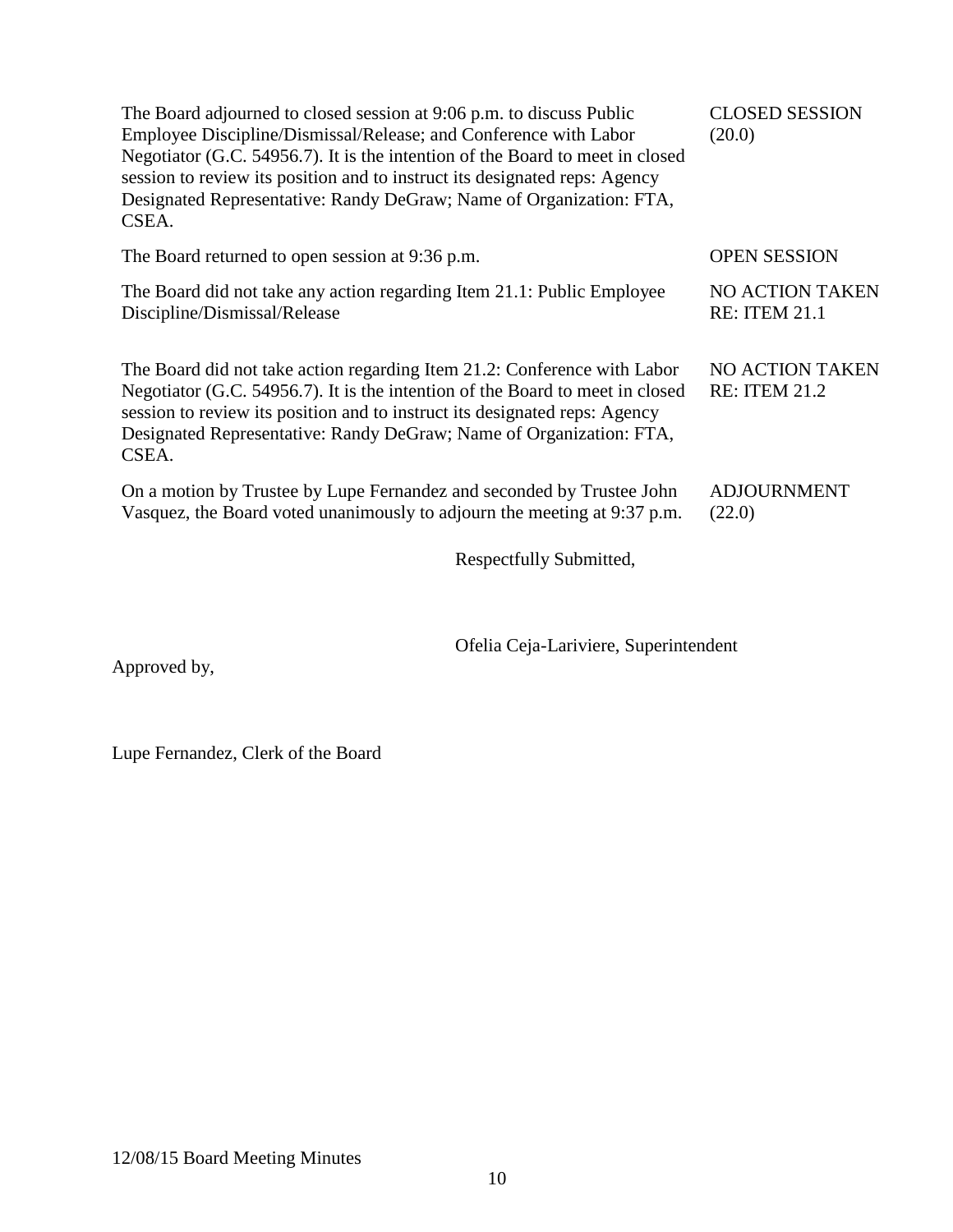| | |
|---|---|
| The Board adjourned to closed session at 9:06 p.m. to discuss Public Employee Discipline/Dismissal/Release; and Conference with Labor Negotiator (G.C. 54956.7). It is the intention of the Board to meet in closed session to review its position and to instruct its designated reps: Agency Designated Representative: Randy DeGraw; Name of Organization: FTA, CSEA. | CLOSED SESSION (20.0) |
| The Board returned to open session at 9:36 p.m. | OPEN SESSION |
| The Board did not take any action regarding Item 21.1: Public Employee Discipline/Dismissal/Release | NO ACTION TAKEN RE: ITEM 21.1 |
| The Board did not take action regarding Item 21.2: Conference with Labor Negotiator (G.C. 54956.7). It is the intention of the Board to meet in closed session to review its position and to instruct its designated reps: Agency Designated Representative: Randy DeGraw; Name of Organization: FTA, CSEA. | NO ACTION TAKEN RE: ITEM 21.2 |
| On a motion by Trustee by Lupe Fernandez and seconded by Trustee John Vasquez, the Board voted unanimously to adjourn the meeting at 9:37 p.m. | ADJOURNMENT (22.0) |

Respectfully Submitted,

Ofelia Ceja-Lariviere, Superintendent

Approved by,

Lupe Fernandez, Clerk of the Board

12/08/15 Board Meeting Minutes